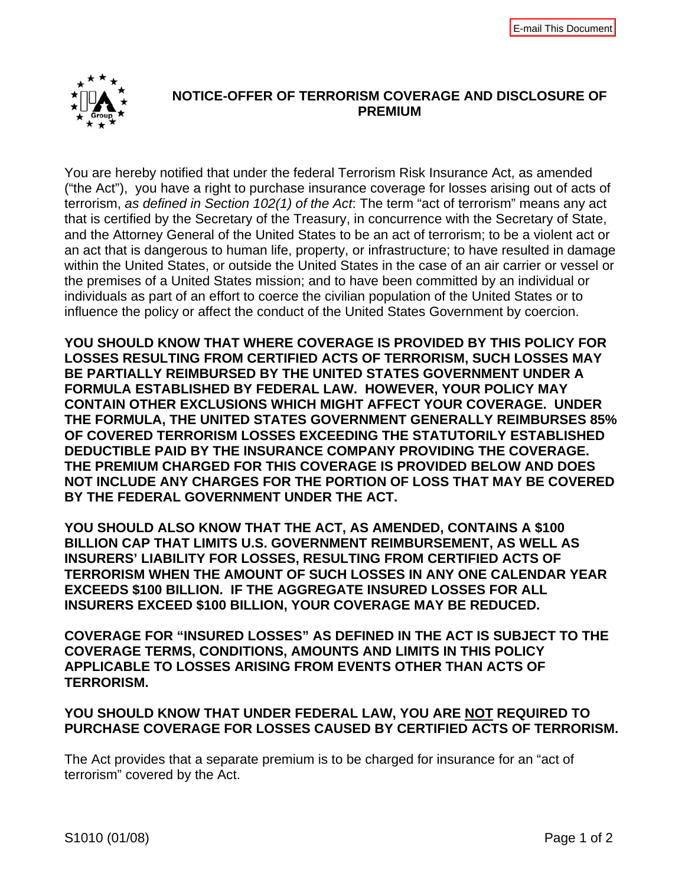# NOTICE-OFFER OF TERRORISM COVERAGE AND DISCLOSURE OF PREMIUM

You are hereby notified that under the federal Terrorism Risk Insurance Act, as amended ("the Act"), you have a right to purchase insurance coverage for losses arising out of acts of terrorism, *as defined in Section 102(1) of the Act*: The term "act of terrorism" means any act that is certified by the Secretary of the Treasury, in concurrence with the Secretary of State, and the Attorney General of the United States to be an act of terrorism; to be a violent act or an act that is dangerous to human life, property, or infrastructure; to have resulted in damage within the United States, or outside the United States in the case of an air carrier or vessel or the premises of a United States mission; and to have been committed by an individual or individuals as part of an effort to coerce the civilian population of the United States or to influence the policy or affect the conduct of the United States Government by coercion.

**YOU SHOULD KNOW THAT WHERE COVERAGE IS PROVIDED BY THIS POLICY FOR LOSSES RESULTING FROM CERTIFIED ACTS OF TERRORISM, SUCH LOSSES MAY BE PARTIALLY REIMBURSED BY THE UNITED STATES GOVERNMENT UNDER A FORMULA ESTABLISHED BY FEDERAL LAW. HOWEVER, YOUR POLICY MAY CONTAIN OTHER EXCLUSIONS WHICH MIGHT AFFECT YOUR COVERAGE. UNDER THE FORMULA, THE UNITED STATES GOVERNMENT GENERALLY REIMBURSES 85% OF COVERED TERRORISM LOSSES EXCEEDING THE STATUTORILY ESTABLISHED DEDUCTIBLE PAID BY THE INSURANCE COMPANY PROVIDING THE COVERAGE. THE PREMIUM CHARGED FOR THIS COVERAGE IS PROVIDED BELOW AND DOES NOT INCLUDE ANY CHARGES FOR THE PORTION OF LOSS THAT MAY BE COVERED BY THE FEDERAL GOVERNMENT UNDER THE ACT.**

**YOU SHOULD ALSO KNOW THAT THE ACT, AS AMENDED, CONTAINS A $100 BILLION CAP THAT LIMITS U.S. GOVERNMENT REIMBURSEMENT, AS WELL AS INSURERS' LIABILITY FOR LOSSES, RESULTING FROM CERTIFIED ACTS OF TERRORISM WHEN THE AMOUNT OF SUCH LOSSES IN ANY ONE CALENDAR YEAR EXCEEDS $100 BILLION. IF THE AGGREGATE INSURED LOSSES FOR ALL INSURERS EXCEED $100 BILLION, YOUR COVERAGE MAY BE REDUCED.**

**COVERAGE FOR "INSURED LOSSES" AS DEFINED IN THE ACT IS SUBJECT TO THE COVERAGE TERMS, CONDITIONS, AMOUNTS AND LIMITS IN THIS POLICY APPLICABLE TO LOSSES ARISING FROM EVENTS OTHER THAN ACTS OF TERRORISM.**

**YOU SHOULD KNOW THAT UNDER FEDERAL LAW, YOU ARE <u>NOT</u> REQUIRED TO PURCHASE COVERAGE FOR LOSSES CAUSED BY CERTIFIED ACTS OF TERRORISM.**

The Act provides that a separate premium is to be charged for insurance for an "act of terrorism" covered by the Act.

S1010 (01/08)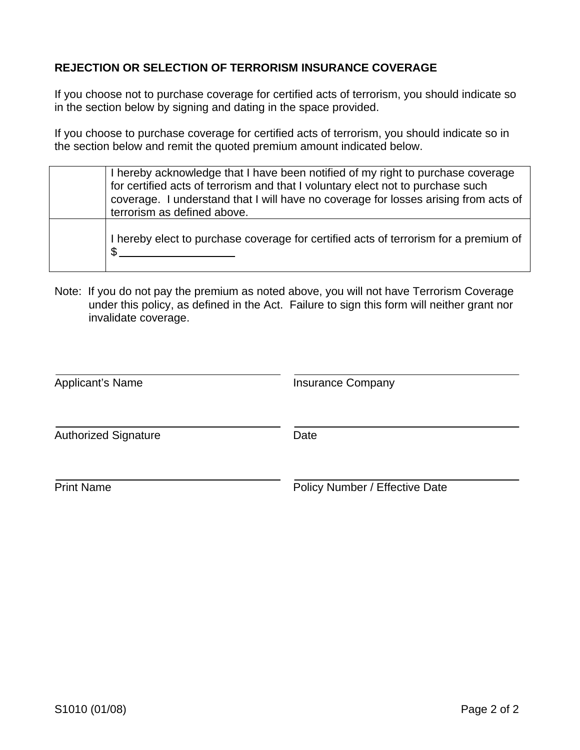## REJECTION OR SELECTION OF TERRORISM INSURANCE COVERAGE

If you choose not to purchase coverage for certified acts of terrorism, you should indicate so in the section below by signing and dating in the space provided.

If you choose to purchase coverage for certified acts of terrorism, you should indicate so in the section below and remit the quoted premium amount indicated below.

| | |
|---|---|
| | I hereby acknowledge that I have been notified of my right to purchase coverage for certified acts of terrorism and that I voluntary elect not to purchase such coverage. I understand that I will have no coverage for losses arising from acts of terrorism as defined above. |
| | I hereby elect to purchase coverage for certified acts of terrorism for a premium of $ ____________ |

Note: If you do not pay the premium as noted above, you will not have Terrorism Coverage under this policy, as defined in the Act. Failure to sign this form will neither grant nor invalidate coverage.

| | |
|---|---|
| ______________________ | ______________________ |
| Applicant's Name | Insurance Company |
| ______________________ | ______________________ |
| Authorized Signature | Date |
| ______________________ | ______________________ |
| Print Name | Policy Number / Effective Date |

S1010 (01/08)